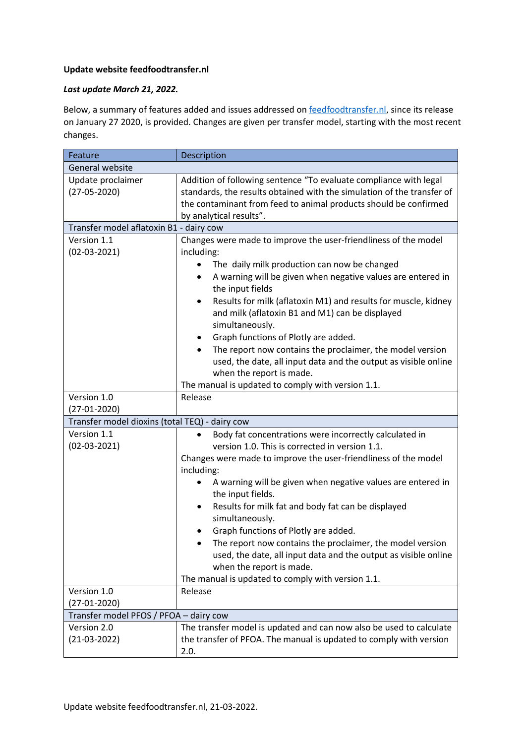**Update website feedfoodtransfer.nl**

***Last update March 21, 2022.***

Below, a summary of features added and issues addressed on feedfoodtransfer.nl, since its release on January 27 2020, is provided. Changes are given per transfer model, starting with the most recent changes.

| Feature | Description |
|---|---|
| General website | |
| Update proclaimer (27-05-2020) | Addition of following sentence "To evaluate compliance with legal standards, the results obtained with the simulation of the transfer of the contaminant from feed to animal products should be confirmed by analytical results". |
| Transfer model aflatoxin B1 - dairy cow | |
| Version 1.1 (02-03-2021) | Changes were made to improve the user-friendliness of the model including:<br>• The daily milk production can now be changed<br>• A warning will be given when negative values are entered in the input fields<br>• Results for milk (aflatoxin M1) and results for muscle, kidney and milk (aflatoxin B1 and M1) can be displayed simultaneously.<br>• Graph functions of Plotly are added.<br>• The report now contains the proclaimer, the model version used, the date, all input data and the output as visible online when the report is made.<br>The manual is updated to comply with version 1.1. |
| Version 1.0 (27-01-2020) | Release |
| Transfer model dioxins (total TEQ) - dairy cow | |
| Version 1.1 (02-03-2021) | • Body fat concentrations were incorrectly calculated in version 1.0. This is corrected in version 1.1.<br>Changes were made to improve the user-friendliness of the model including:<br>• A warning will be given when negative values are entered in the input fields.<br>• Results for milk fat and body fat can be displayed simultaneously.<br>• Graph functions of Plotly are added.<br>• The report now contains the proclaimer, the model version used, the date, all input data and the output as visible online when the report is made.<br>The manual is updated to comply with version 1.1. |
| Version 1.0 (27-01-2020) | Release |
| Transfer model PFOS / PFOA – dairy cow | |
| Version 2.0 (21-03-2022) | The transfer model is updated and can now also be used to calculate the transfer of PFOA. The manual is updated to comply with version 2.0. |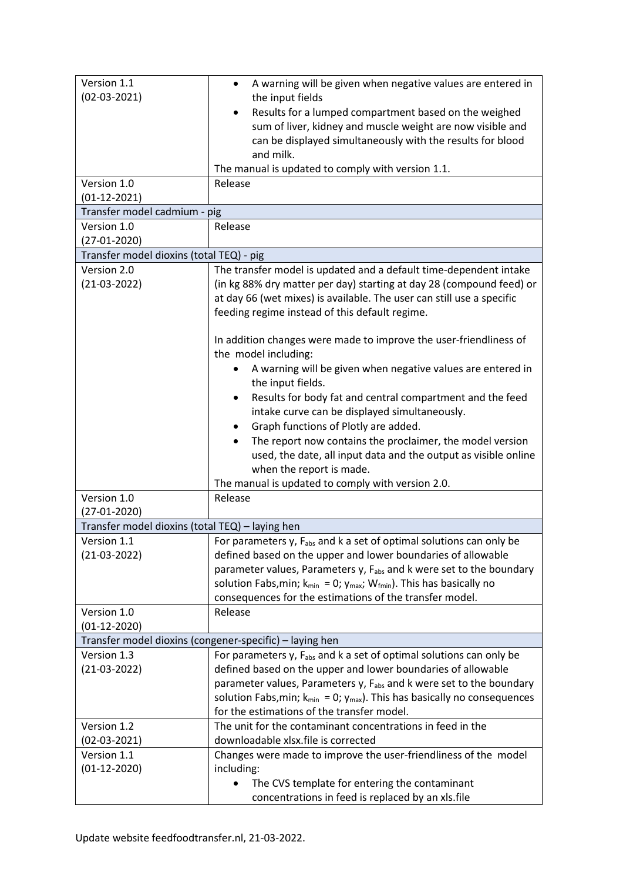| | |
|---|---|
| Version 1.1<br>(02-03-2021) | • A warning will be given when negative values are entered in the input fields<br>• Results for a lumped compartment based on the weighed sum of liver, kidney and muscle weight are now visible and can be displayed simultaneously with the results for blood and milk.<br>The manual is updated to comply with version 1.1. |
| Version 1.0<br>(01-12-2021) | Release |
| **Transfer model cadmium - pig** | |
| Version 1.0<br>(27-01-2020) | Release |
| **Transfer model dioxins (total TEQ) - pig** | |
| Version 2.0<br>(21-03-2022) | The transfer model is updated and a default time-dependent intake (in kg 88% dry matter per day) starting at day 28 (compound feed) or at day 66 (wet mixes) is available. The user can still use a specific feeding regime instead of this default regime.<br><br>In addition changes were made to improve the user-friendliness of the model including:<br>• A warning will be given when negative values are entered in the input fields.<br>• Results for body fat and central compartment and the feed intake curve can be displayed simultaneously.<br>• Graph functions of Plotly are added.<br>• The report now contains the proclaimer, the model version used, the date, all input data and the output as visible online when the report is made.<br>The manual is updated to comply with version 2.0. |
| Version 1.0<br>(27-01-2020) | Release |
| **Transfer model dioxins (total TEQ) – laying hen** | |
| Version 1.1<br>(21-03-2022) | For parameters y, $F_{abs}$ and k a set of optimal solutions can only be defined based on the upper and lower boundaries of allowable parameter values, Parameters y, $F_{abs}$ and k were set to the boundary solution Fabs,min; $k_{min}$ = 0; $y_{max}$; $W_{fmin}$). This has basically no consequences for the estimations of the transfer model. |
| Version 1.0<br>(01-12-2020) | Release |
| **Transfer model dioxins (congener-specific) – laying hen** | |
| Version 1.3<br>(21-03-2022) | For parameters y, $F_{abs}$ and k a set of optimal solutions can only be defined based on the upper and lower boundaries of allowable parameter values, Parameters y, $F_{abs}$ and k were set to the boundary solution Fabs,min; $k_{min}$ = 0; $y_{max}$). This has basically no consequences for the estimations of the transfer model. |
| Version 1.2<br>(02-03-2021) | The unit for the contaminant concentrations in feed in the downloadable xlsx.file is corrected |
| Version 1.1<br>(01-12-2020) | Changes were made to improve the user-friendliness of the model including:<br>• The CVS template for entering the contaminant concentrations in feed is replaced by an xls.file |

Update website feedfoodtransfer.nl, 21-03-2022.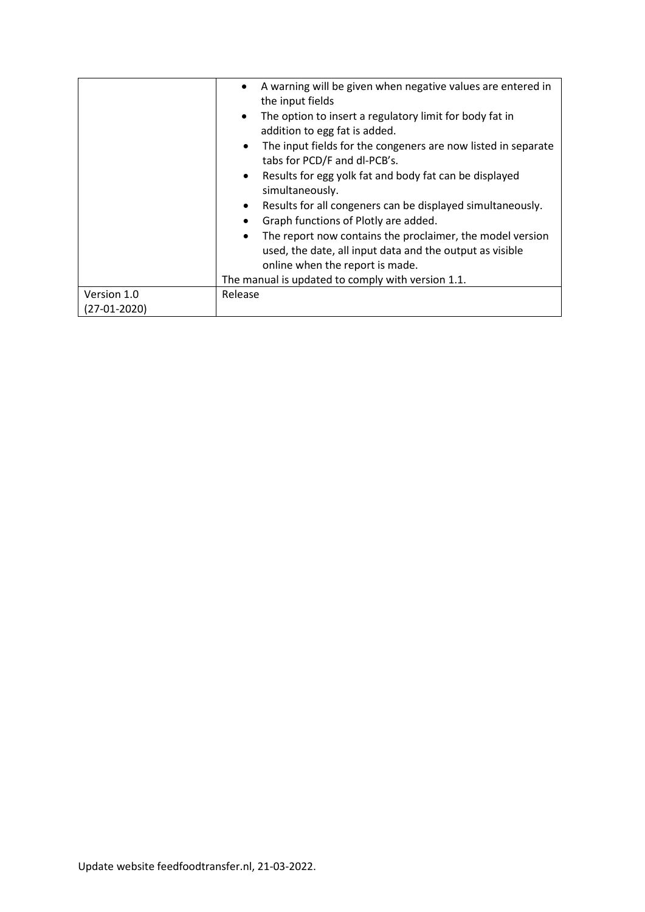| | |
|---|---|
| | • A warning will be given when negative values are entered in the input fields<br>• The option to insert a regulatory limit for body fat in addition to egg fat is added.<br>• The input fields for the congeners are now listed in separate tabs for PCD/F and dl-PCB's.<br>• Results for egg yolk fat and body fat can be displayed simultaneously.<br>• Results for all congeners can be displayed simultaneously.<br>• Graph functions of Plotly are added.<br>• The report now contains the proclaimer, the model version used, the date, all input data and the output as visible online when the report is made.<br>The manual is updated to comply with version 1.1. |
| Version 1.0 (27-01-2020) | Release |

Update website feedfoodtransfer.nl, 21-03-2022.